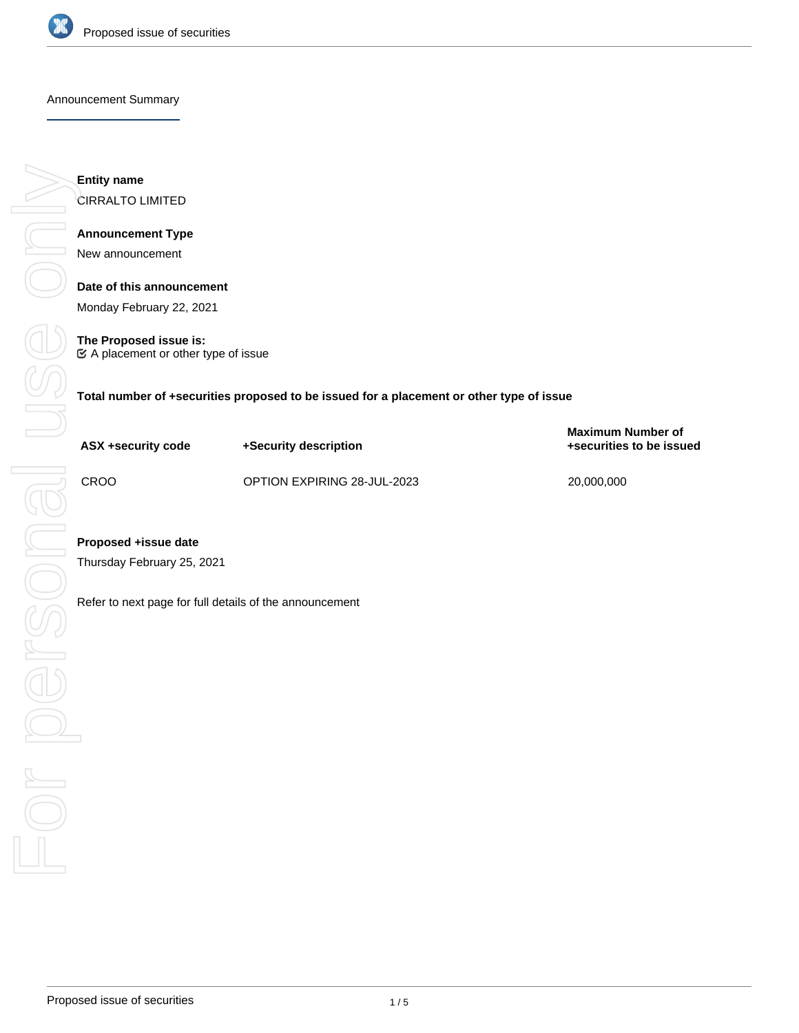# Proposed issue of securities

## Announcement Summary

**Entity name**

CIRRALTO LIMITED

**Announcement Type**

New announcement

**Date of this announcement**

Monday February 22, 2021

**The Proposed issue is:**

☑ A placement or other type of issue

**Total number of +securities proposed to be issued for a placement or other type of issue**

| ASX +security code | +Security description | Maximum Number of +securities to be issued |
| --- | --- | --- |
| CROO | OPTION EXPIRING 28-JUL-2023 | 20,000,000 |

**Proposed +issue date**

Thursday February 25, 2021

Refer to next page for full details of the announcement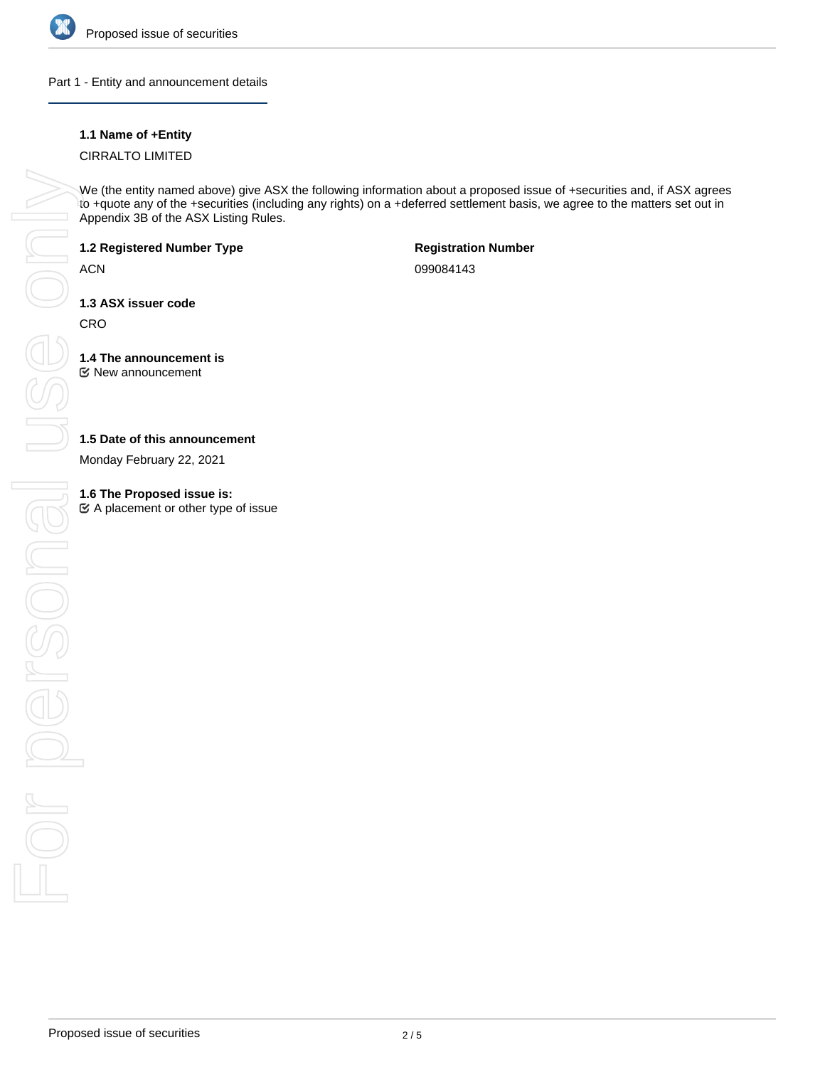## Part 1 - Entity and announcement details

**1.1 Name of +Entity**

CIRRALTO LIMITED

We (the entity named above) give ASX the following information about a proposed issue of +securities and, if ASX agrees to +quote any of the +securities (including any rights) on a +deferred settlement basis, we agree to the matters set out in Appendix 3B of the ASX Listing Rules.

**1.2 Registered Number Type**

ACN

**Registration Number**

099084143

**1.3 ASX issuer code**

CRO

**1.4 The announcement is**

☑ New announcement

**1.5 Date of this announcement**

Monday February 22, 2021

**1.6 The Proposed issue is:**

☑ A placement or other type of issue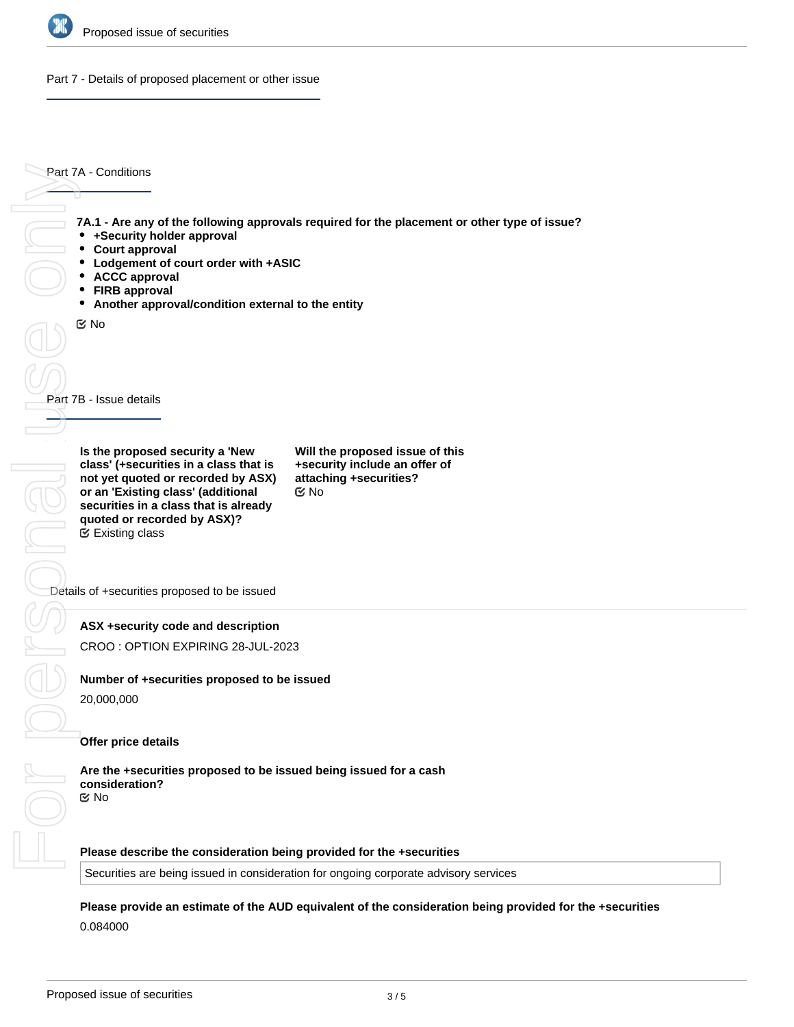## Part 7 - Details of proposed placement or other issue

### Part 7A - Conditions

**7A.1 - Are any of the following approvals required for the placement or other type of issue?**

- **+Security holder approval**
- **Court approval**
- **Lodgement of court order with +ASIC**
- **ACCC approval**
- **FIRB approval**
- **Another approval/condition external to the entity**

No

### Part 7B - Issue details

**Is the proposed security a 'New class' (+securities in a class that is not yet quoted or recorded by ASX) or an 'Existing class' (additional securities in a class that is already quoted or recorded by ASX)?**

Existing class

**Will the proposed issue of this +security include an offer of attaching +securities?**

No

#### Details of +securities proposed to be issued

**ASX +security code and description**

CROO : OPTION EXPIRING 28-JUL-2023

**Number of +securities proposed to be issued**

20,000,000

**Offer price details**

**Are the +securities proposed to be issued being issued for a cash consideration?**

No

**Please describe the consideration being provided for the +securities**

Securities are being issued in consideration for ongoing corporate advisory services

**Please provide an estimate of the AUD equivalent of the consideration being provided for the +securities**

0.084000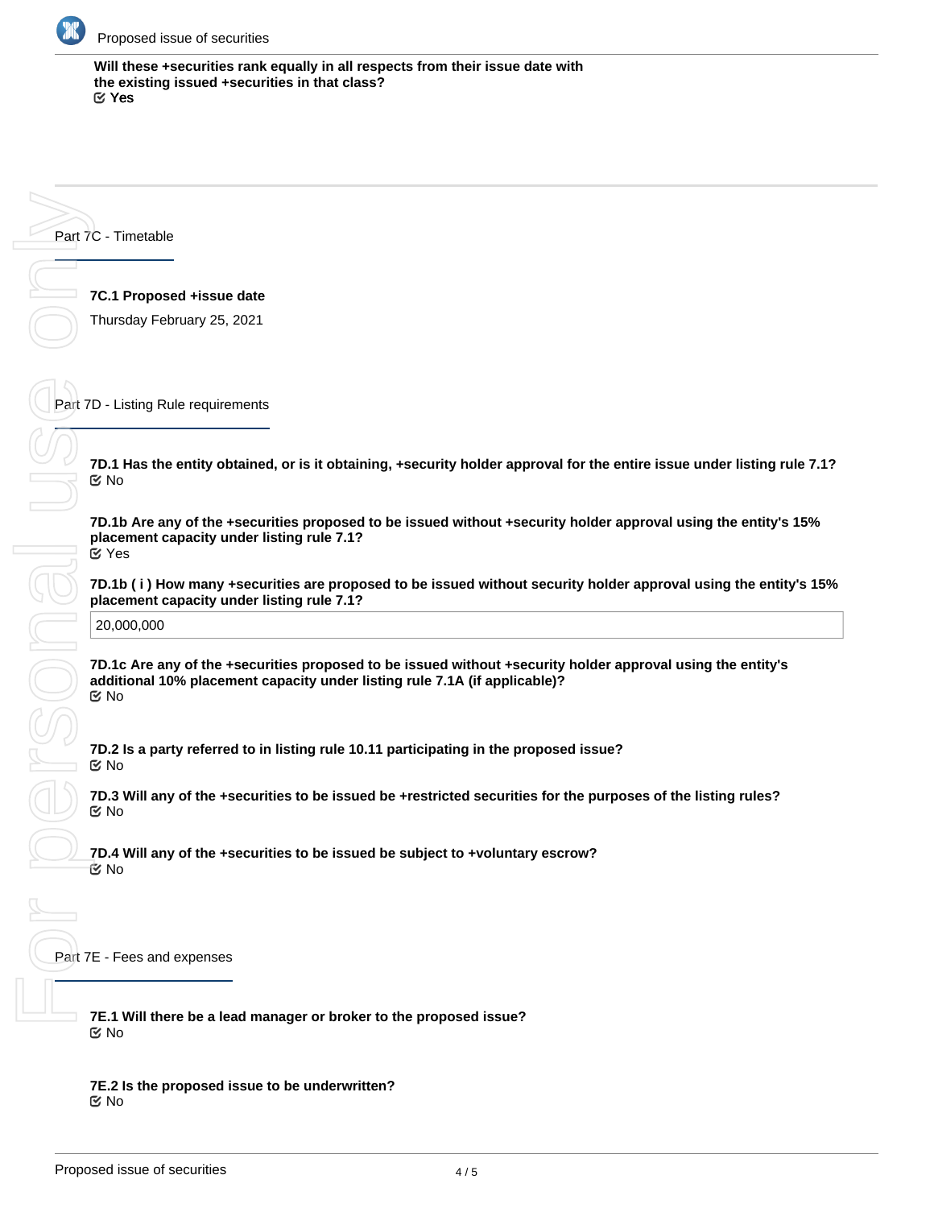**Will these +securities rank equally in all respects from their issue date with the existing issued +securities in that class?**
☑ Yes

## Part 7C - Timetable

**7C.1 Proposed +issue date**

Thursday February 25, 2021

## Part 7D - Listing Rule requirements

**7D.1 Has the entity obtained, or is it obtaining, +security holder approval for the entire issue under listing rule 7.1?**
☑ No

**7D.1b Are any of the +securities proposed to be issued without +security holder approval using the entity's 15% placement capacity under listing rule 7.1?**
☑ Yes

**7D.1b ( i ) How many +securities are proposed to be issued without security holder approval using the entity's 15% placement capacity under listing rule 7.1?**

20,000,000

**7D.1c Are any of the +securities proposed to be issued without +security holder approval using the entity's additional 10% placement capacity under listing rule 7.1A (if applicable)?**
☑ No

**7D.2 Is a party referred to in listing rule 10.11 participating in the proposed issue?**
☑ No

**7D.3 Will any of the +securities to be issued be +restricted securities for the purposes of the listing rules?**
☑ No

**7D.4 Will any of the +securities to be issued be subject to +voluntary escrow?**
☑ No

## Part 7E - Fees and expenses

**7E.1 Will there be a lead manager or broker to the proposed issue?**
☑ No

**7E.2 Is the proposed issue to be underwritten?**
☑ No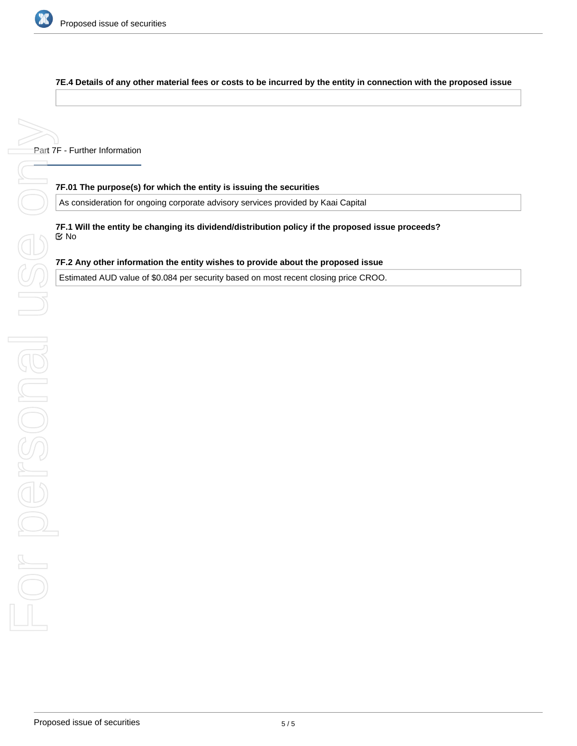**7E.4 Details of any other material fees or costs to be incurred by the entity in connection with the proposed issue**

## Part 7F - Further Information

**7F.01 The purpose(s) for which the entity is issuing the securities**

As consideration for ongoing corporate advisory services provided by Kaai Capital

**7F.1 Will the entity be changing its dividend/distribution policy if the proposed issue proceeds?**

☑ No

**7F.2 Any other information the entity wishes to provide about the proposed issue**

Estimated AUD value of $0.084 per security based on most recent closing price CROO.